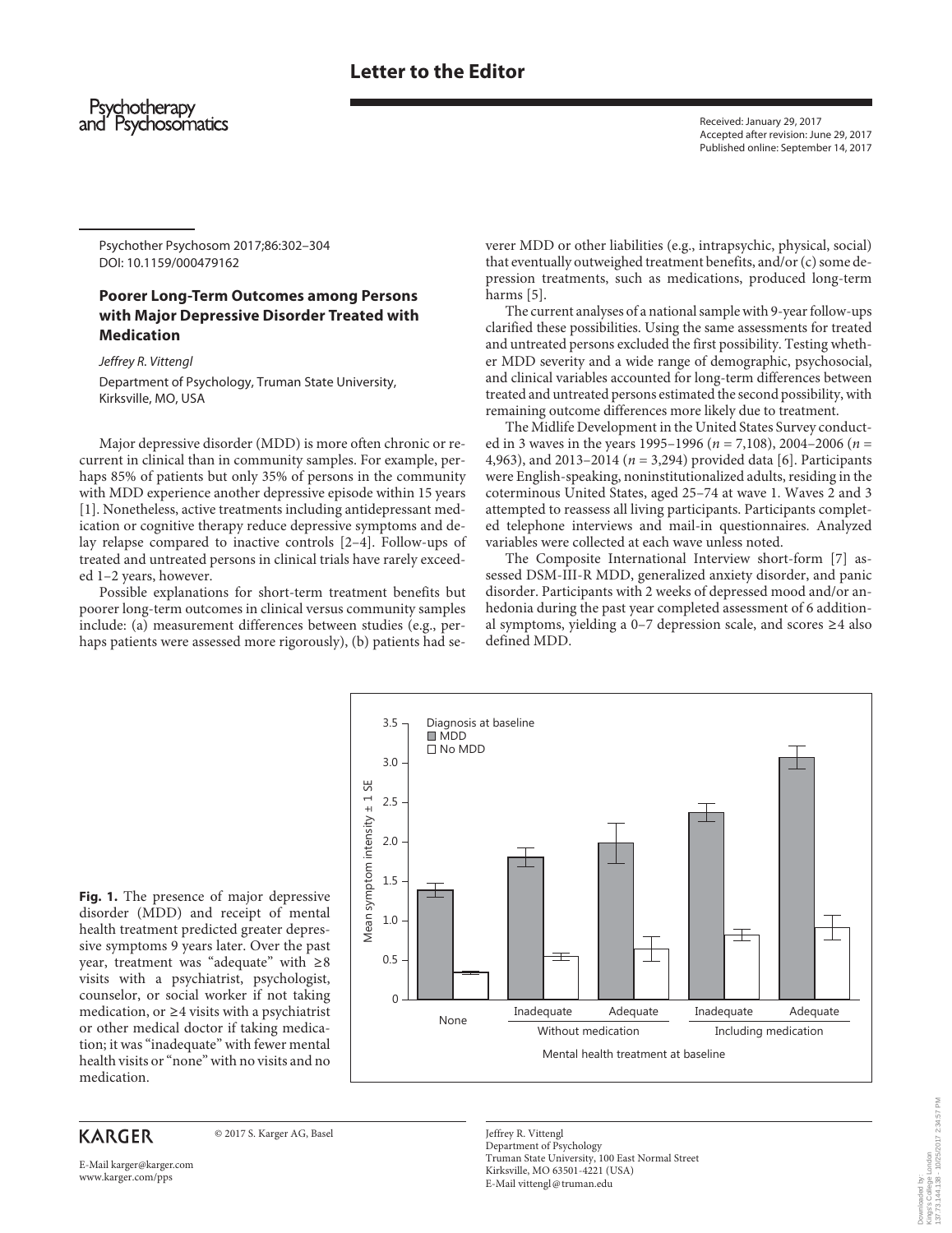Letter to the Editor

Received: January 29, 2017
Accepted after revision: June 29, 2017
Published online: September 14, 2017

Psychother Psychosom 2017;86:302–304
DOI: 10.1159/000479162

# Poorer Long-Term Outcomes among Persons with Major Depressive Disorder Treated with Medication

*Jeffrey R. Vittengl*

Department of Psychology, Truman State University, Kirksville, MO, USA

Major depressive disorder (MDD) is more often chronic or recurrent in clinical than in community samples. For example, perhaps 85% of patients but only 35% of persons in the community with MDD experience another depressive episode within 15 years [1]. Nonetheless, active treatments including antidepressant medication or cognitive therapy reduce depressive symptoms and delay relapse compared to inactive controls [2–4]. Follow-ups of treated and untreated persons in clinical trials have rarely exceeded 1–2 years, however.

Possible explanations for short-term treatment benefits but poorer long-term outcomes in clinical versus community samples include: (a) measurement differences between studies (e.g., perhaps patients were assessed more rigorously), (b) patients had severer MDD or other liabilities (e.g., intrapsychic, physical, social) that eventually outweighed treatment benefits, and/or (c) some depression treatments, such as medications, produced long-term harms [5].

The current analyses of a national sample with 9-year follow-ups clarified these possibilities. Using the same assessments for treated and untreated persons excluded the first possibility. Testing whether MDD severity and a wide range of demographic, psychosocial, and clinical variables accounted for long-term differences between treated and untreated persons estimated the second possibility, with remaining outcome differences more likely due to treatment.

The Midlife Development in the United States Survey conducted in 3 waves in the years 1995–1996 ($n$ = 7,108), 2004–2006 ($n$ = 4,963), and 2013–2014 ($n$ = 3,294) provided data [6]. Participants were English-speaking, noninstitutionalized adults, residing in the coterminous United States, aged 25–74 at wave 1. Waves 2 and 3 attempted to reassess all living participants. Participants completed telephone interviews and mail-in questionnaires. Analyzed variables were collected at each wave unless noted.

The Composite International Interview short-form [7] assessed DSM-III-R MDD, generalized anxiety disorder, and panic disorder. Participants with 2 weeks of depressed mood and/or anhedonia during the past year completed assessment of 6 additional symptoms, yielding a 0–7 depression scale, and scores ≥4 also defined MDD.

**Fig. 1.** The presence of major depressive disorder (MDD) and receipt of mental health treatment predicted greater depressive symptoms 9 years later. Over the past year, treatment was "adequate" with ≥8 visits with a psychiatrist, psychologist, counselor, or social worker if not taking medication, or ≥4 visits with a psychiatrist or other medical doctor if taking medication; it was "inadequate" with fewer mental health visits or "none" with no visits and no medication.

Jeffrey R. Vittengl
Department of Psychology
Truman State University, 100 East Normal Street
Kirksville, MO 63501-4221 (USA)
E-Mail vittengl@truman.edu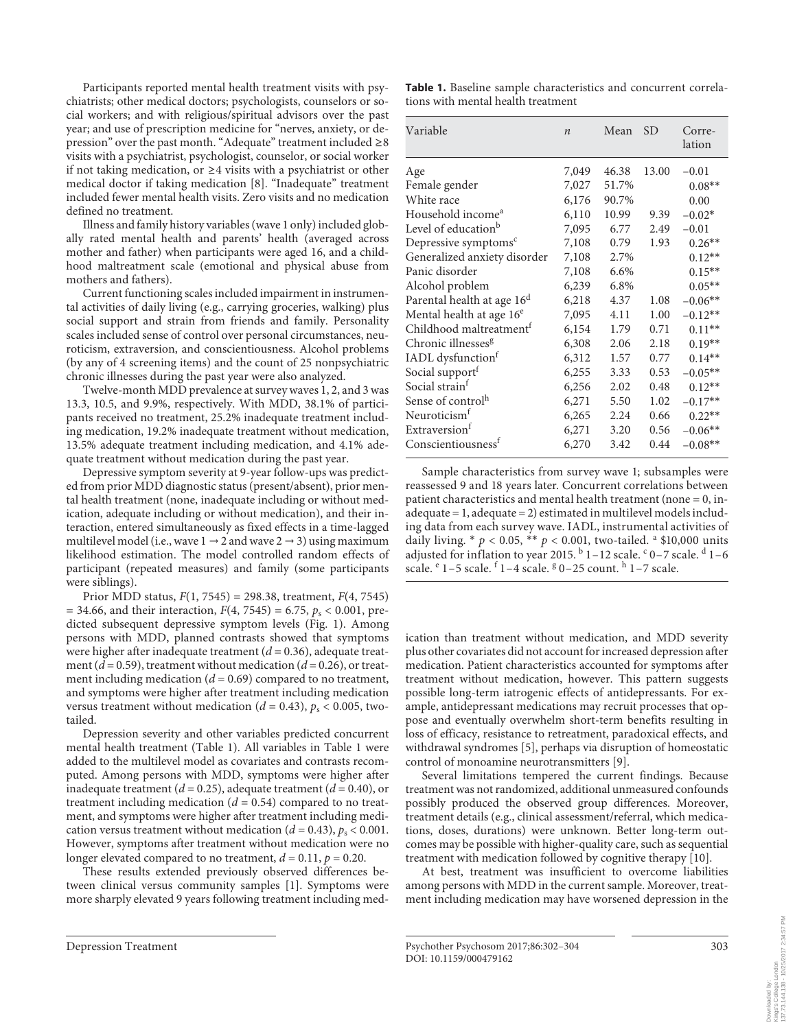Participants reported mental health treatment visits with psychiatrists; other medical doctors; psychologists, counselors or social workers; and with religious/spiritual advisors over the past year; and use of prescription medicine for "nerves, anxiety, or depression" over the past month. "Adequate" treatment included ≥8 visits with a psychiatrist, psychologist, counselor, or social worker if not taking medication, or ≥4 visits with a psychiatrist or other medical doctor if taking medication [8]. "Inadequate" treatment included fewer mental health visits. Zero visits and no medication defined no treatment.

Illness and family history variables (wave 1 only) included globally rated mental health and parents' health (averaged across mother and father) when participants were aged 16, and a childhood maltreatment scale (emotional and physical abuse from mothers and fathers).

Current functioning scales included impairment in instrumental activities of daily living (e.g., carrying groceries, walking) plus social support and strain from friends and family. Personality scales included sense of control over personal circumstances, neuroticism, extraversion, and conscientiousness. Alcohol problems (by any of 4 screening items) and the count of 25 nonpsychiatric chronic illnesses during the past year were also analyzed.

Twelve-month MDD prevalence at survey waves 1, 2, and 3 was 13.3, 10.5, and 9.9%, respectively. With MDD, 38.1% of participants received no treatment, 25.2% inadequate treatment including medication, 19.2% inadequate treatment without medication, 13.5% adequate treatment including medication, and 4.1% adequate treatment without medication during the past year.

Depressive symptom severity at 9-year follow-ups was predicted from prior MDD diagnostic status (present/absent), prior mental health treatment (none, inadequate including or without medication, adequate including or without medication), and their interaction, entered simultaneously as fixed effects in a time-lagged multilevel model (i.e., wave 1 → 2 and wave 2 → 3) using maximum likelihood estimation. The model controlled random effects of participant (repeated measures) and family (some participants were siblings).

Prior MDD status, $F(1, 7545) = 298.38$, treatment, $F(4, 7545) = 34.66$, and their interaction, $F(4, 7545) = 6.75$, $p_s < 0.001$, predicted subsequent depressive symptom levels (Fig. 1). Among persons with MDD, planned contrasts showed that symptoms were higher after inadequate treatment ($d = 0.36$), adequate treatment ($d = 0.59$), treatment without medication ($d = 0.26$), or treatment including medication ($d = 0.69$) compared to no treatment, and symptoms were higher after treatment including medication versus treatment without medication ($d = 0.43$), $p_s < 0.005$, two-tailed.

Depression severity and other variables predicted concurrent mental health treatment (Table 1). All variables in Table 1 were added to the multilevel model as covariates and contrasts recomputed. Among persons with MDD, symptoms were higher after inadequate treatment ($d = 0.25$), adequate treatment ($d = 0.40$), or treatment including medication ($d = 0.54$) compared to no treatment, and symptoms were higher after treatment including medication versus treatment without medication ($d = 0.43$), $p_s < 0.001$. However, symptoms after treatment without medication were no longer elevated compared to no treatment, $d = 0.11$, $p = 0.20$.

These results extended previously observed differences between clinical versus community samples [1]. Symptoms were more sharply elevated 9 years following treatment including medication than treatment without medication, and MDD severity plus other covariates did not account for increased depression after medication. Patient characteristics accounted for symptoms after treatment without medication, however. This pattern suggests possible long-term iatrogenic effects of antidepressants. For example, antidepressant medications may recruit processes that oppose and eventually overwhelm short-term benefits resulting in loss of efficacy, resistance to retreatment, paradoxical effects, and withdrawal syndromes [5], perhaps via disruption of homeostatic control of monoamine neurotransmitters [9].

Several limitations tempered the current findings. Because treatment was not randomized, additional unmeasured confounds possibly produced the observed group differences. Moreover, treatment details (e.g., clinical assessment/referral, which medications, doses, durations) were unknown. Better long-term outcomes may be possible with higher-quality care, such as sequential treatment with medication followed by cognitive therapy [10].

At best, treatment was insufficient to overcome liabilities among persons with MDD in the current sample. Moreover, treatment including medication may have worsened depression in the

**Table 1.** Baseline sample characteristics and concurrent correlations with mental health treatment

| Variable | $n$ | Mean | SD | Correlation |
|---|---|---|---|---|
| Age | 7,049 | 46.38 | 13.00 | −0.01 |
| Female gender | 7,027 | 51.7% | | 0.08** |
| White race | 6,176 | 90.7% | | 0.00 |
| Household income[a] | 6,110 | 10.99 | 9.39 | −0.02* |
| Level of education[b] | 7,095 | 6.77 | 2.49 | −0.01 |
| Depressive symptoms[c] | 7,108 | 0.79 | 1.93 | 0.26** |
| Generalized anxiety disorder | 7,108 | 2.7% | | 0.12** |
| Panic disorder | 7,108 | 6.6% | | 0.15** |
| Alcohol problem | 6,239 | 6.8% | | 0.05** |
| Parental health at age 16[d] | 6,218 | 4.37 | 1.08 | −0.06** |
| Mental health at age 16[e] | 7,095 | 4.11 | 1.00 | −0.12** |
| Childhood maltreatment[f] | 6,154 | 1.79 | 0.71 | 0.11** |
| Chronic illnesses[g] | 6,308 | 2.06 | 2.18 | 0.19** |
| IADL dysfunction[f] | 6,312 | 1.57 | 0.77 | 0.14** |
| Social support[f] | 6,255 | 3.33 | 0.53 | −0.05** |
| Social strain[f] | 6,256 | 2.02 | 0.48 | 0.12** |
| Sense of control[h] | 6,271 | 5.50 | 1.02 | −0.17** |
| Neuroticism[f] | 6,265 | 2.24 | 0.66 | 0.22** |
| Extraversion[f] | 6,271 | 3.20 | 0.56 | −0.06** |
| Conscientiousness[f] | 6,270 | 3.42 | 0.44 | −0.08** |

Sample characteristics from survey wave 1; subsamples were reassessed 9 and 18 years later. Concurrent correlations between patient characteristics and mental health treatment (none = 0, inadequate = 1, adequate = 2) estimated in multilevel models including data from each survey wave. IADL, instrumental activities of daily living. * $p < 0.05$, ** $p < 0.001$, two-tailed. [a] \$10,000 units adjusted for inflation to year 2015. [b] 1–12 scale. [c] 0–7 scale. [d] 1–6 scale. [e] 1–5 scale. [f] 1–4 scale. [g] 0–25 count. [h] 1–7 scale.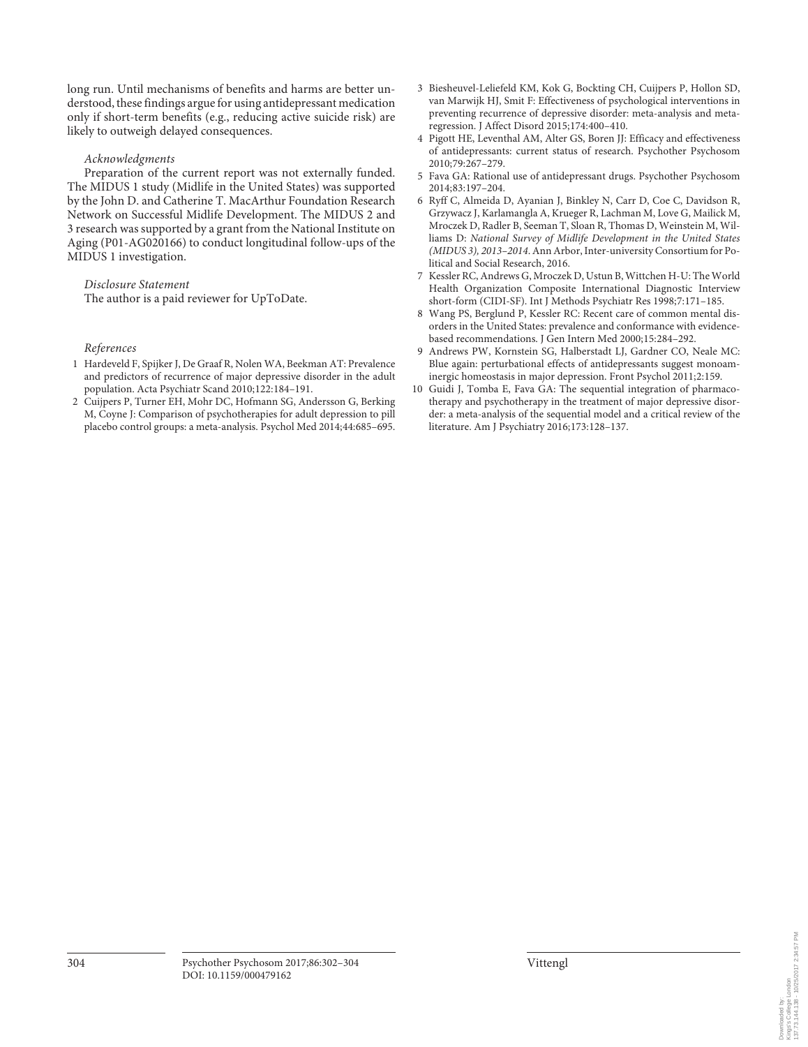long run. Until mechanisms of benefits and harms are better understood, these findings argue for using antidepressant medication only if short-term benefits (e.g., reducing active suicide risk) are likely to outweigh delayed consequences.

*Acknowledgments*

Preparation of the current report was not externally funded. The MIDUS 1 study (Midlife in the United States) was supported by the John D. and Catherine T. MacArthur Foundation Research Network on Successful Midlife Development. The MIDUS 2 and 3 research was supported by a grant from the National Institute on Aging (P01-AG020166) to conduct longitudinal follow-ups of the MIDUS 1 investigation.

*Disclosure Statement*

The author is a paid reviewer for UpToDate.

*References*

1. Hardeveld F, Spijker J, De Graaf R, Nolen WA, Beekman AT: Prevalence and predictors of recurrence of major depressive disorder in the adult population. Acta Psychiatr Scand 2010;122:184–191.
2. Cuijpers P, Turner EH, Mohr DC, Hofmann SG, Andersson G, Berking M, Coyne J: Comparison of psychotherapies for adult depression to pill placebo control groups: a meta-analysis. Psychol Med 2014;44:685–695.
3. Biesheuvel-Leliefeld KM, Kok G, Bockting CH, Cuijpers P, Hollon SD, van Marwijk HJ, Smit F: Effectiveness of psychological interventions in preventing recurrence of depressive disorder: meta-analysis and meta-regression. J Affect Disord 2015;174:400–410.
4. Pigott HE, Leventhal AM, Alter GS, Boren JJ: Efficacy and effectiveness of antidepressants: current status of research. Psychother Psychosom 2010;79:267–279.
5. Fava GA: Rational use of antidepressant drugs. Psychother Psychosom 2014;83:197–204.
6. Ryff C, Almeida D, Ayanian J, Binkley N, Carr D, Coe C, Davidson R, Grzywacz J, Karlamangla A, Krueger R, Lachman M, Love G, Mailick M, Mroczek D, Radler B, Seeman T, Sloan R, Thomas D, Weinstein M, Williams D: *National Survey of Midlife Development in the United States (MIDUS 3), 2013–2014*. Ann Arbor, Inter-university Consortium for Political and Social Research, 2016.
7. Kessler RC, Andrews G, Mroczek D, Ustun B, Wittchen H-U: The World Health Organization Composite International Diagnostic Interview short-form (CIDI-SF). Int J Methods Psychiatr Res 1998;7:171–185.
8. Wang PS, Berglund P, Kessler RC: Recent care of common mental disorders in the United States: prevalence and conformance with evidence-based recommendations. J Gen Intern Med 2000;15:284–292.
9. Andrews PW, Kornstein SG, Halberstadt LJ, Gardner CO, Neale MC: Blue again: perturbational effects of antidepressants suggest monoaminergic homeostasis in major depression. Front Psychol 2011;2:159.
10. Guidi J, Tomba E, Fava GA: The sequential integration of pharmacotherapy and psychotherapy in the treatment of major depressive disorder: a meta-analysis of the sequential model and a critical review of the literature. Am J Psychiatry 2016;173:128–137.